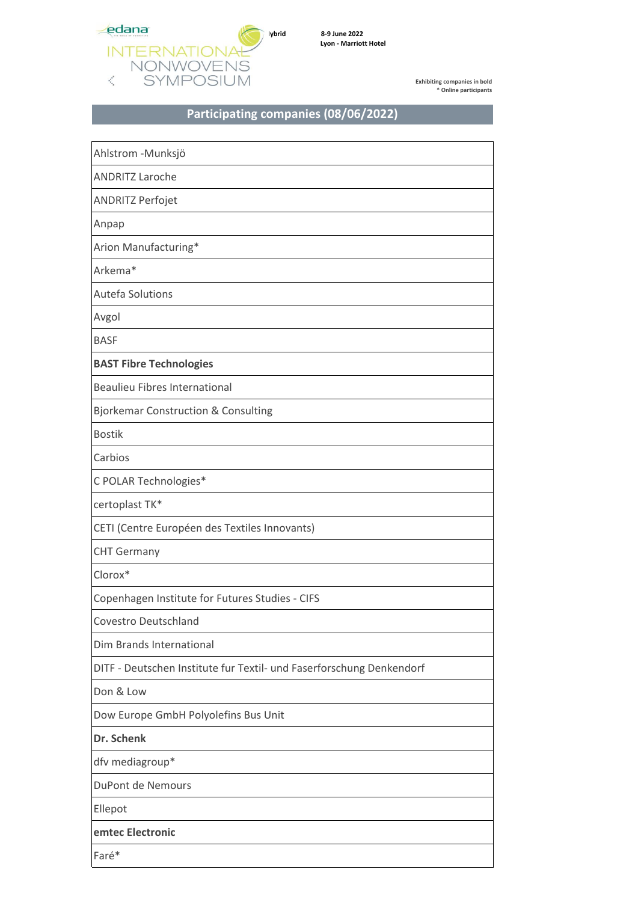edana INTERNATIONAL NONWOVENS SYMPOSIUM

Hybrid

**8-9 June 2022**
**Lyon - Marriott Hotel**

**Exhibiting companies in bold**
*** Online participants**

## Participating companies (08/06/2022)

| |
|---|
| Ahlstrom -Munksjö |
| ANDRITZ Laroche |
| ANDRITZ Perfojet |
| Anpap |
| Arion Manufacturing* |
| Arkema* |
| Autefa Solutions |
| Avgol |
| BASF |
| **BAST Fibre Technologies** |
| Beaulieu Fibres International |
| Bjorkemar Construction & Consulting |
| Bostik |
| Carbios |
| C POLAR Technologies* |
| certoplast TK* |
| CETI (Centre Européen des Textiles Innovants) |
| CHT Germany |
| Clorox* |
| Copenhagen Institute for Futures Studies - CIFS |
| Covestro Deutschland |
| Dim Brands International |
| DITF - Deutschen Institute fur Textil- und Faserforschung Denkendorf |
| Don & Low |
| Dow Europe GmbH Polyolefins Bus Unit |
| **Dr. Schenk** |
| dfv mediagroup* |
| DuPont de Nemours |
| Ellepot |
| **emtec Electronic** |
| Faré* |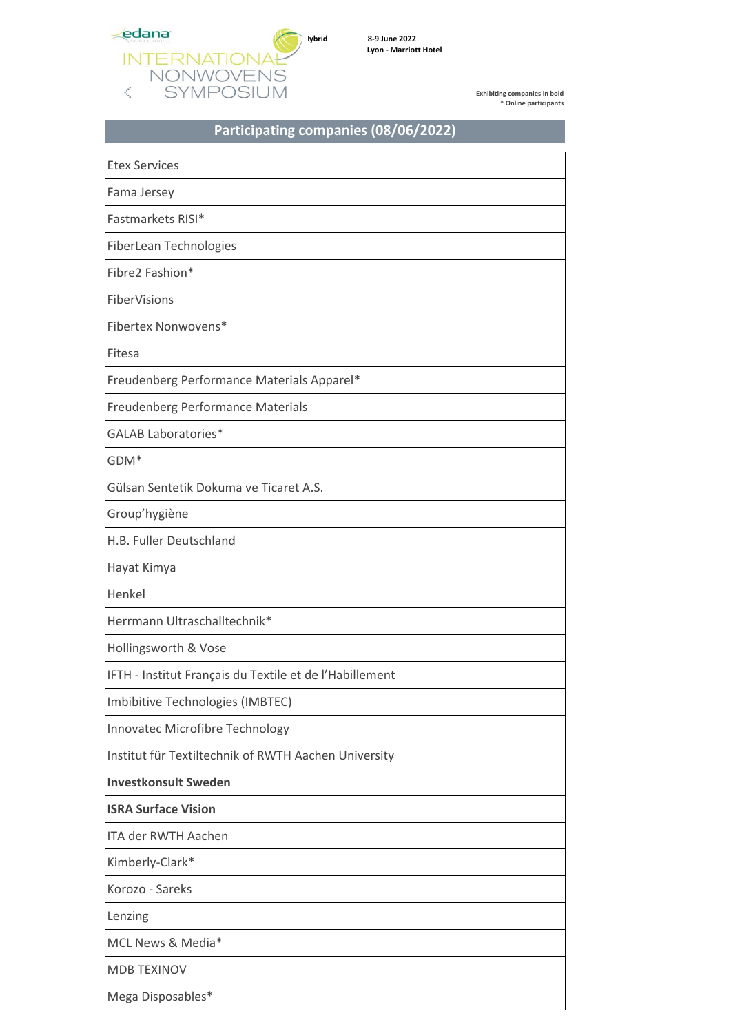Hybrid

**8-9 June 2022**
**Lyon - Marriott Hotel**

**Exhibiting companies in bold**
**\* Online participants**

## Participating companies (08/06/2022)

| |
|---|
| Etex Services |
| Fama Jersey |
| Fastmarkets RISI* |
| FiberLean Technologies |
| Fibre2 Fashion* |
| FiberVisions |
| Fibertex Nonwovens* |
| Fitesa |
| Freudenberg Performance Materials Apparel* |
| Freudenberg Performance Materials |
| GALAB Laboratories* |
| GDM* |
| Gülsan Sentetik Dokuma ve Ticaret A.S. |
| Group'hygiène |
| H.B. Fuller Deutschland |
| Hayat Kimya |
| Henkel |
| Herrmann Ultraschalltechnik* |
| Hollingsworth & Vose |
| IFTH - Institut Français du Textile et de l'Habillement |
| Imbibitive Technologies (IMBTEC) |
| Innovatec Microfibre Technology |
| Institut für Textiltechnik of RWTH Aachen University |
| **Investkonsult Sweden** |
| **ISRA Surface Vision** |
| ITA der RWTH Aachen |
| Kimberly-Clark* |
| Korozo - Sareks |
| Lenzing |
| MCL News & Media* |
| MDB TEXINOV |
| Mega Disposables* |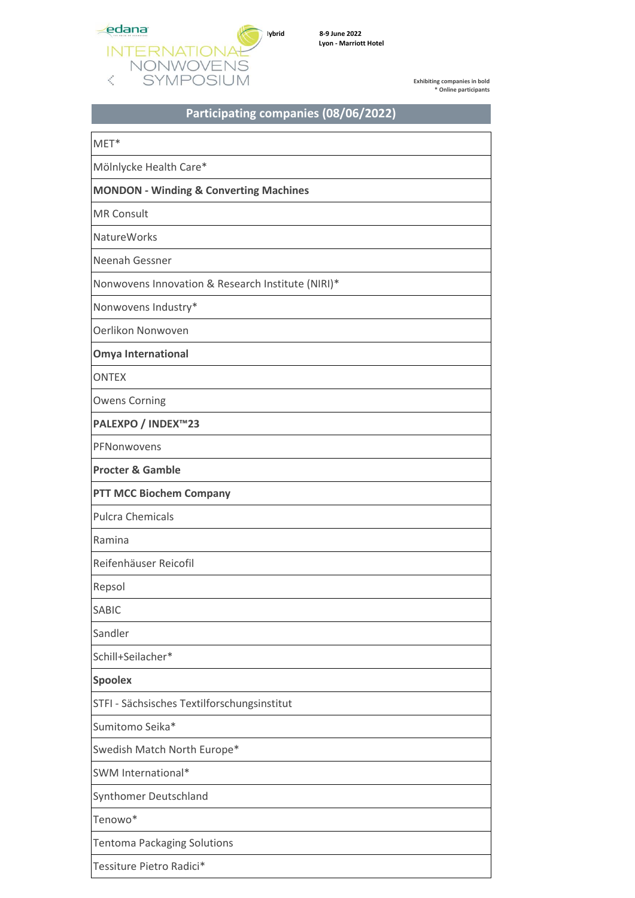| Participating companies (08/06/2022) |
|---|
| MET* |
| Mölnlycke Health Care* |
| **MONDON - Winding & Converting Machines** |
| MR Consult |
| NatureWorks |
| Neenah Gessner |
| Nonwovens Innovation & Research Institute (NIRI)* |
| Nonwovens Industry* |
| Oerlikon Nonwoven |
| **Omya International** |
| ONTEX |
| Owens Corning |
| **PALEXPO / INDEX™23** |
| PFNonwovens |
| **Procter & Gamble** |
| **PTT MCC Biochem Company** |
| Pulcra Chemicals |
| Ramina |
| Reifenhäuser Reicofil |
| Repsol |
| SABIC |
| Sandler |
| Schill+Seilacher* |
| **Spoolex** |
| STFI - Sächsisches Textilforschungsinstitut |
| Sumitomo Seika* |
| Swedish Match North Europe* |
| SWM International* |
| Synthomer Deutschland |
| Tenowo* |
| Tentoma Packaging Solutions |
| Tessiture Pietro Radici* |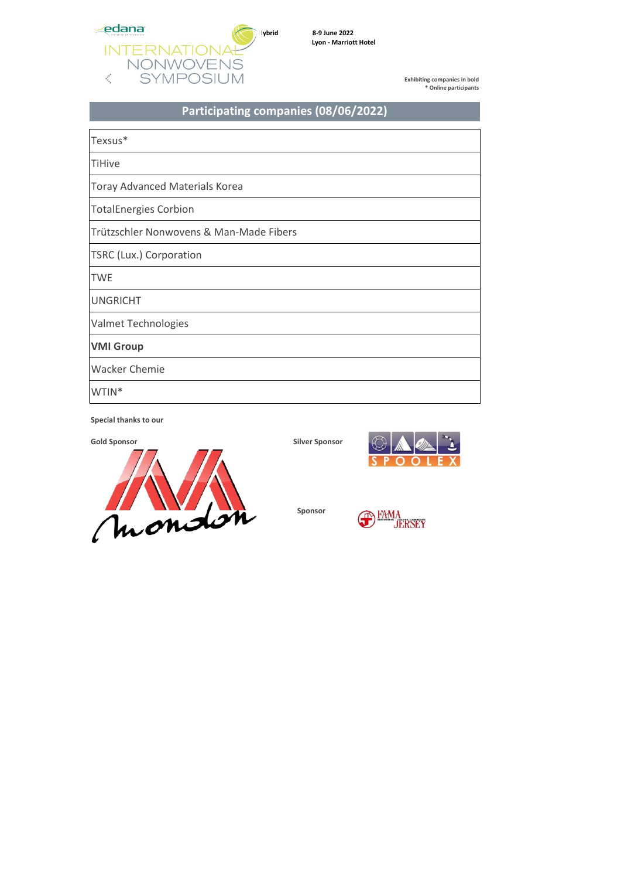**8-9 June 2022**
**Lyon - Marriott Hotel**

**Exhibiting companies in bold**
**\* Online participants**

## Participating companies (08/06/2022)

| |
|---|
| Texsus* |
| TiHive |
| Toray Advanced Materials Korea |
| TotalEnergies Corbion |
| Trützschler Nonwovens & Man-Made Fibers |
| TSRC (Lux.) Corporation |
| TWE |
| UNGRICHT |
| Valmet Technologies |
| **VMI Group** |
| Wacker Chemie |
| WTIN* |

**Special thanks to our**

**Gold Sponsor**

**Silver Sponsor**

**Sponsor**